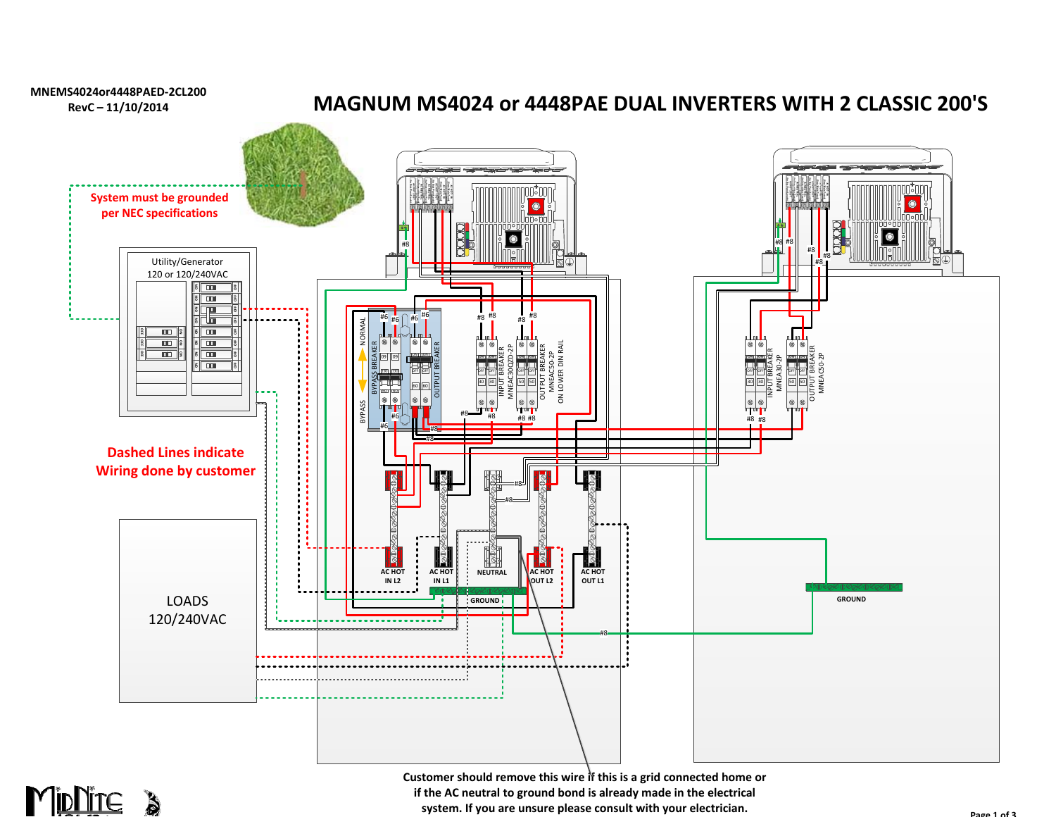MNEMS4024or4448PAED-2CL200
RevC – 11/10/2014

# MAGNUM MS4024 or 4448PAE DUAL INVERTERS WITH 2 CLASSIC 200'S

System must be grounded per NEC specifications

Utility/Generator
120 or 120/240VAC

Dashed Lines indicate Wiring done by customer

LOADS
120/240VAC

NORMAL

BYPASS

BYPASS BREAKER

OUTPUT BREAKER

INPUT BREAKER MNEAC30/2D-2P

OUTPUT BREAKER MNEAC50-2P

ON LOWER DIN RAIL

INPUT BREAKER MNEA30-2P

OUTPUT BREAKER MNEAC50-2P

#6 #6 #6 #6 #6 #6 #8 #8 #8 #8 #8 #8 #8 #8

AC HOT IN L2

AC HOT IN L1

NEUTRAL

AC HOT OUT L2

AC HOT OUT L1

GROUND

GROUND

Customer should remove this wire if this is a grid connected home or if the AC neutral to ground bond is already made in the electrical system. If you are unsure please consult with your electrician.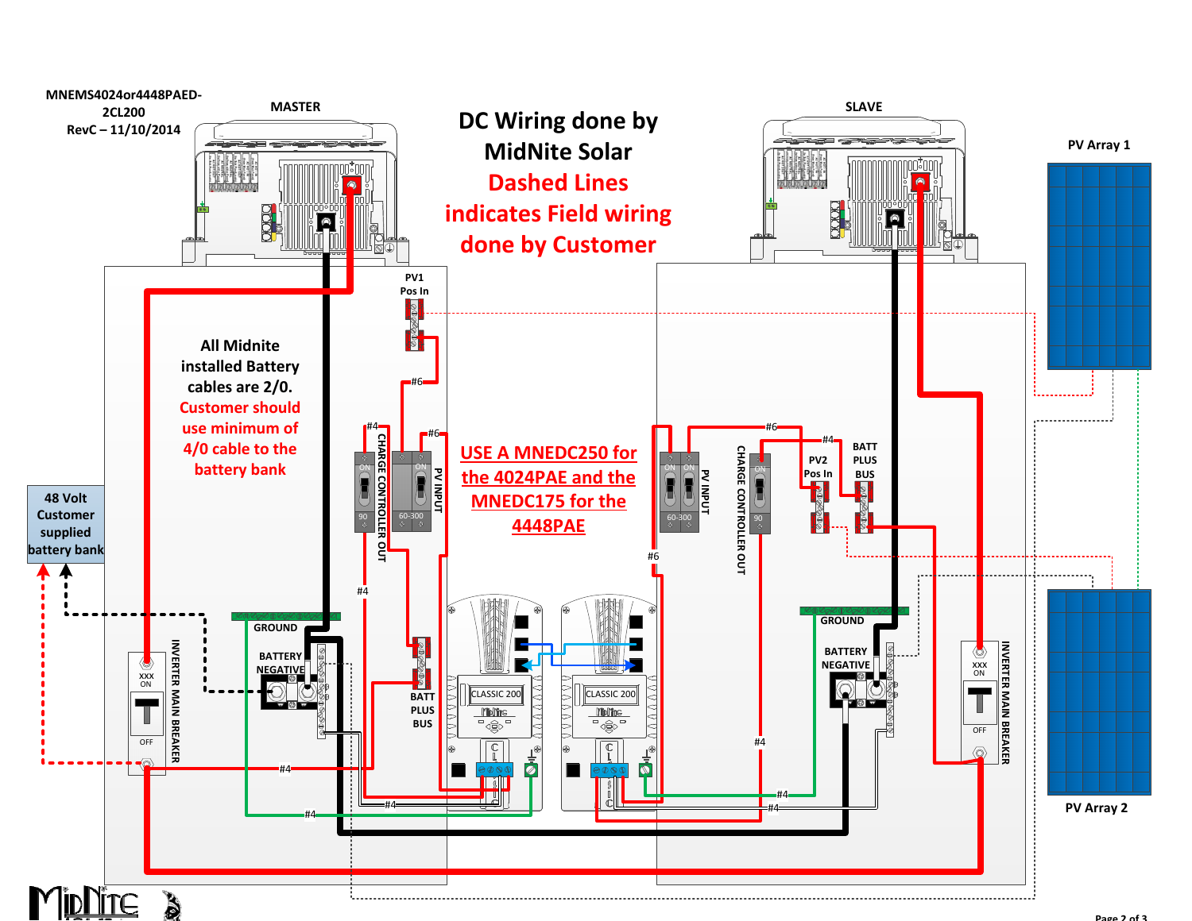MNEMS4024or4448PAED-2CL200
RevC – 11/10/2014

MASTER

SLAVE

# DC Wiring done by MidNite Solar

**Dashed Lines indicates Field wiring done by Customer**

PV Array 1

PV Array 2

All Midnite installed Battery cables are 2/0. **Customer should use minimum of 4/0 cable to the battery bank**

48 Volt Customer supplied battery bank

**USE A MNEDC250 for the 4024PAE and the MNEDC175 for the 4448PAE**

PV1 Pos In

PV2 Pos In

BATT PLUS BUS

GROUND

BATTERY NEGATIVE

CHARGE CONTROLLER OUT

PV INPUT

INVERTER MAIN BREAKER

CLASSIC 200

#6

#4

90

60-300

XXX ON

OFF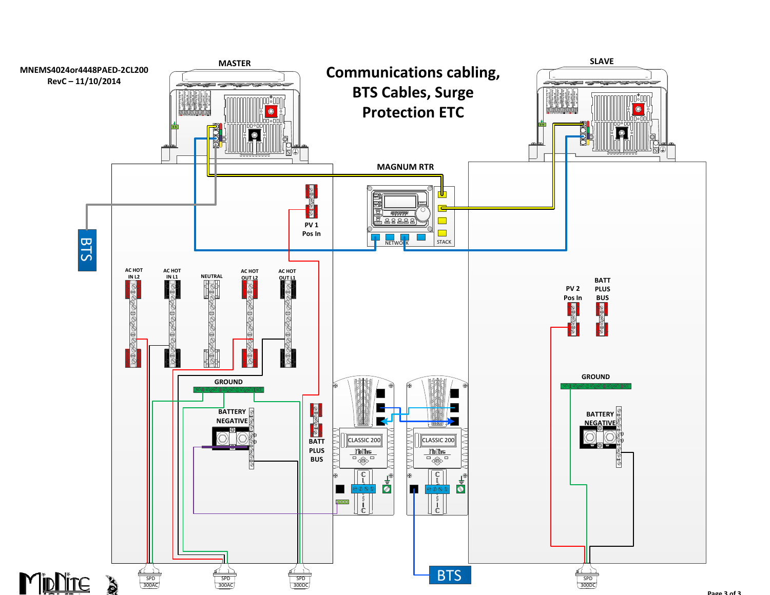MNEMS4024or4448PAED-2CL200
RevC – 11/10/2014

# Communications cabling, BTS Cables, Surge Protection ETC

MASTER

SLAVE

MAGNUM RTR

NETWORK

STACK

BTS

PV 1
Pos In

AC HOT IN L2

AC HOT IN L1

NEUTRAL

AC HOT OUT L2

AC HOT OUT L1

GROUND

BATTERY NEGATIVE

BATT PLUS BUS

CLASSIC 200

CLASSIC 200

PV 2
Pos In

BATT PLUS BUS

GROUND

BATTERY NEGATIVE

BTS

SPD 300AC

SPD 300AC

SPD 300DC

SPD 300DC